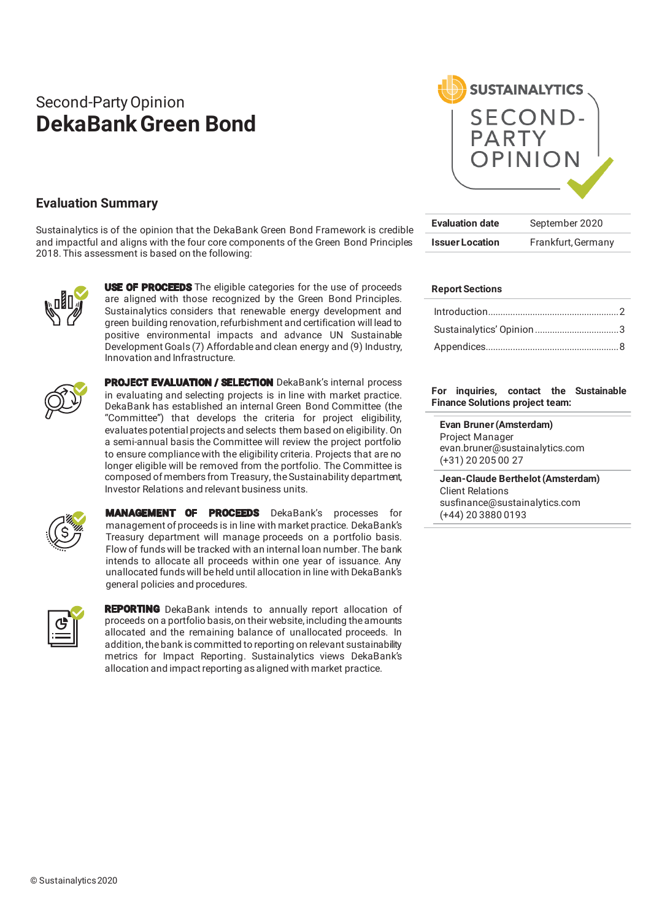Second-Party Opinion

# DekaBank Green Bond

| Evaluation date | September 2020 |
|---|---|
| Issuer Location | Frankfurt, Germany |

## Evaluation Summary

Sustainalytics is of the opinion that the DekaBank Green Bond Framework is credible and impactful and aligns with the four core components of the Green Bond Principles 2018. This assessment is based on the following:

**USE OF PROCEEDS** The eligible categories for the use of proceeds are aligned with those recognized by the Green Bond Principles. Sustainalytics considers that renewable energy development and green building renovation, refurbishment and certification will lead to positive environmental impacts and advance UN Sustainable Development Goals (7) Affordable and clean energy and (9) Industry, Innovation and Infrastructure.

**PROJECT EVALUATION / SELECTION** DekaBank's internal process in evaluating and selecting projects is in line with market practice. DekaBank has established an internal Green Bond Committee (the "Committee") that develops the criteria for project eligibility, evaluates potential projects and selects them based on eligibility. On a semi-annual basis the Committee will review the project portfolio to ensure compliance with the eligibility criteria. Projects that are no longer eligible will be removed from the portfolio. The Committee is composed of members from Treasury, the Sustainability department, Investor Relations and relevant business units.

**MANAGEMENT OF PROCEEDS** DekaBank's processes for management of proceeds is in line with market practice. DekaBank's Treasury department will manage proceeds on a portfolio basis. Flow of funds will be tracked with an internal loan number. The bank intends to allocate all proceeds within one year of issuance. Any unallocated funds will be held until allocation in line with DekaBank's general policies and procedures.

**REPORTING** DekaBank intends to annually report allocation of proceeds on a portfolio basis, on their website, including the amounts allocated and the remaining balance of unallocated proceeds. In addition, the bank is committed to reporting on relevant sustainability metrics for Impact Reporting. Sustainalytics views DekaBank's allocation and impact reporting as aligned with market practice.

**Report Sections**

- Introduction....2
- Sustainalytics' Opinion....3
- Appendices....8

**For inquiries, contact the Sustainable Finance Solutions project team:**

**Evan Bruner (Amsterdam)**
Project Manager
evan.bruner@sustainalytics.com
(+31) 20 205 00 27

**Jean-Claude Berthelot (Amsterdam)**
Client Relations
susfinance@sustainalytics.com
(+44) 20 3880 0193

© Sustainalytics 2020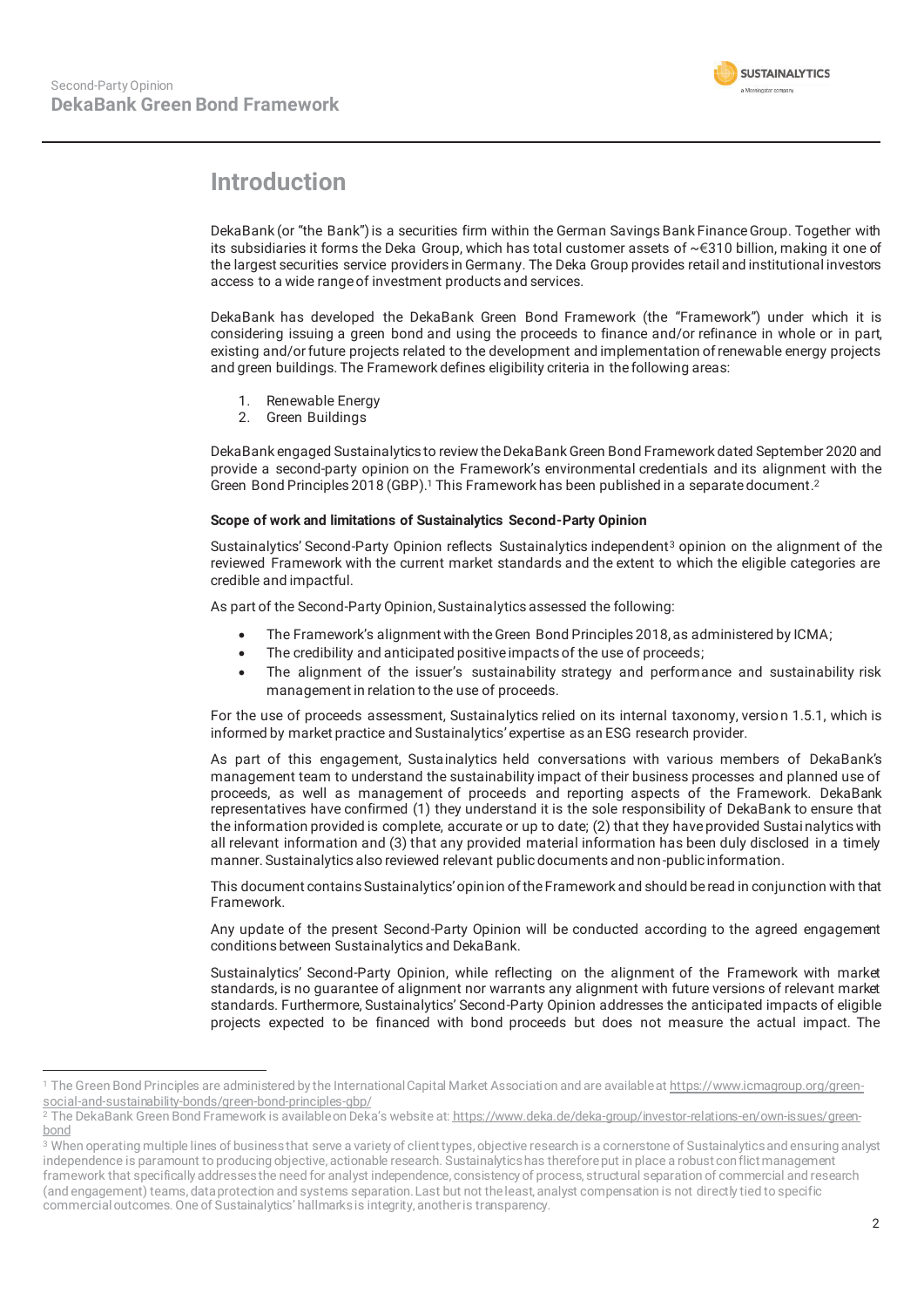# Introduction

DekaBank (or "the Bank") is a securities firm within the German Savings Bank Finance Group. Together with its subsidiaries it forms the Deka Group, which has total customer assets of ~€310 billion, making it one of the largest securities service providers in Germany. The Deka Group provides retail and institutional investors access to a wide range of investment products and services.

DekaBank has developed the DekaBank Green Bond Framework (the "Framework") under which it is considering issuing a green bond and using the proceeds to finance and/or refinance in whole or in part, existing and/or future projects related to the development and implementation of renewable energy projects and green buildings. The Framework defines eligibility criteria in the following areas:

1. Renewable Energy
2. Green Buildings

DekaBank engaged Sustainalytics to review the DekaBank Green Bond Framework dated September 2020 and provide a second-party opinion on the Framework's environmental credentials and its alignment with the Green Bond Principles 2018 (GBP).[1] This Framework has been published in a separate document.[2]

**Scope of work and limitations of Sustainalytics Second-Party Opinion**

Sustainalytics' Second-Party Opinion reflects Sustainalytics independent[3] opinion on the alignment of the reviewed Framework with the current market standards and the extent to which the eligible categories are credible and impactful.

As part of the Second-Party Opinion, Sustainalytics assessed the following:

- The Framework's alignment with the Green Bond Principles 2018, as administered by ICMA;
- The credibility and anticipated positive impacts of the use of proceeds;
- The alignment of the issuer's sustainability strategy and performance and sustainability risk management in relation to the use of proceeds.

For the use of proceeds assessment, Sustainalytics relied on its internal taxonomy, version 1.5.1, which is informed by market practice and Sustainalytics' expertise as an ESG research provider.

As part of this engagement, Sustainalytics held conversations with various members of DekaBank's management team to understand the sustainability impact of their business processes and planned use of proceeds, as well as management of proceeds and reporting aspects of the Framework. DekaBank representatives have confirmed (1) they understand it is the sole responsibility of DekaBank to ensure that the information provided is complete, accurate or up to date; (2) that they have provided Sustainalytics with all relevant information and (3) that any provided material information has been duly disclosed in a timely manner. Sustainalytics also reviewed relevant public documents and non-public information.

This document contains Sustainalytics' opinion of the Framework and should be read in conjunction with that Framework.

Any update of the present Second-Party Opinion will be conducted according to the agreed engagement conditions between Sustainalytics and DekaBank.

Sustainalytics' Second-Party Opinion, while reflecting on the alignment of the Framework with market standards, is no guarantee of alignment nor warrants any alignment with future versions of relevant market standards. Furthermore, Sustainalytics' Second-Party Opinion addresses the anticipated impacts of eligible projects expected to be financed with bond proceeds but does not measure the actual impact. The

---

[1] The Green Bond Principles are administered by the International Capital Market Association and are available at https://www.icmagroup.org/green-social-and-sustainability-bonds/green-bond-principles-gbp/

[2] The DekaBank Green Bond Framework is available on Deka's website at: https://www.deka.de/deka-group/investor-relations-en/own-issues/green-bond

[3] When operating multiple lines of business that serve a variety of client types, objective research is a cornerstone of Sustainalytics and ensuring analyst independence is paramount to producing objective, actionable research. Sustainalytics has therefore put in place a robust conflict management framework that specifically addresses the need for analyst independence, consistency of process, structural separation of commercial and research (and engagement) teams, data protection and systems separation. Last but not the least, analyst compensation is not directly tied to specific commercial outcomes. One of Sustainalytics' hallmarks is integrity, another is transparency.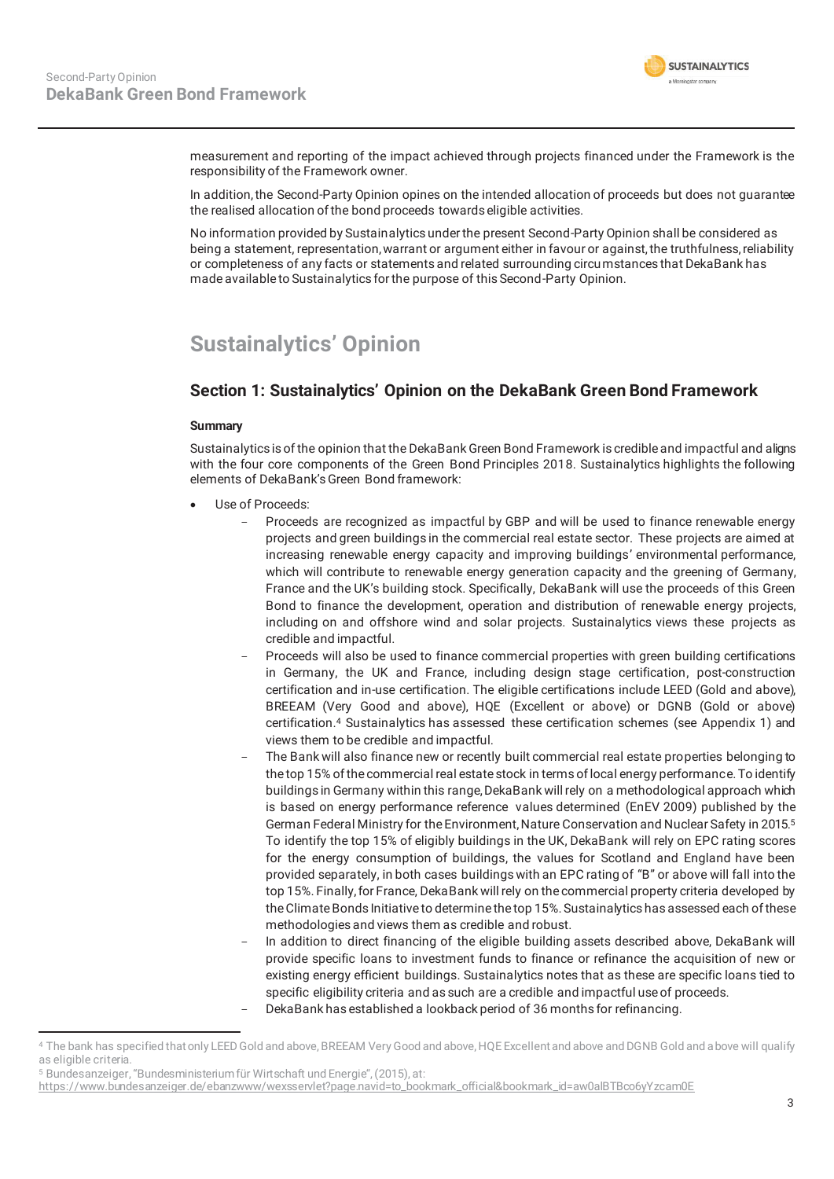measurement and reporting of the impact achieved through projects financed under the Framework is the responsibility of the Framework owner.

In addition, the Second-Party Opinion opines on the intended allocation of proceeds but does not guarantee the realised allocation of the bond proceeds towards eligible activities.

No information provided by Sustainalytics under the present Second-Party Opinion shall be considered as being a statement, representation, warrant or argument either in favour or against, the truthfulness, reliability or completeness of any facts or statements and related surrounding circumstances that DekaBank has made available to Sustainalytics for the purpose of this Second-Party Opinion.

# Sustainalytics' Opinion

## Section 1: Sustainalytics' Opinion on the DekaBank Green Bond Framework

**Summary**

Sustainalytics is of the opinion that the DekaBank Green Bond Framework is credible and impactful and aligns with the four core components of the Green Bond Principles 2018. Sustainalytics highlights the following elements of DekaBank's Green Bond framework:

- Use of Proceeds:
  - Proceeds are recognized as impactful by GBP and will be used to finance renewable energy projects and green buildings in the commercial real estate sector. These projects are aimed at increasing renewable energy capacity and improving buildings' environmental performance, which will contribute to renewable energy generation capacity and the greening of Germany, France and the UK's building stock. Specifically, DekaBank will use the proceeds of this Green Bond to finance the development, operation and distribution of renewable energy projects, including on and offshore wind and solar projects. Sustainalytics views these projects as credible and impactful.
  - Proceeds will also be used to finance commercial properties with green building certifications in Germany, the UK and France, including design stage certification, post-construction certification and in-use certification. The eligible certifications include LEED (Gold and above), BREEAM (Very Good and above), HQE (Excellent or above) or DGNB (Gold or above) certification.[4] Sustainalytics has assessed these certification schemes (see Appendix 1) and views them to be credible and impactful.
  - The Bank will also finance new or recently built commercial real estate properties belonging to the top 15% of the commercial real estate stock in terms of local energy performance. To identify buildings in Germany within this range, DekaBank will rely on a methodological approach which is based on energy performance reference values determined (EnEV 2009) published by the German Federal Ministry for the Environment, Nature Conservation and Nuclear Safety in 2015.[5] To identify the top 15% of eligibly buildings in the UK, DekaBank will rely on EPC rating scores for the energy consumption of buildings, the values for Scotland and England have been provided separately, in both cases buildings with an EPC rating of "B" or above will fall into the top 15%. Finally, for France, DekaBank will rely on the commercial property criteria developed by the Climate Bonds Initiative to determine the top 15%. Sustainalytics has assessed each of these methodologies and views them as credible and robust.
  - In addition to direct financing of the eligible building assets described above, DekaBank will provide specific loans to investment funds to finance or refinance the acquisition of new or existing energy efficient buildings. Sustainalytics notes that as these are specific loans tied to specific eligibility criteria and as such are a credible and impactful use of proceeds.
  - DekaBank has established a lookback period of 36 months for refinancing.

---

[4] The bank has specified that only LEED Gold and above, BREEAM Very Good and above, HQE Excellent and above and DGNB Gold and above will qualify as eligible criteria.

[5] Bundesanzeiger, "Bundesministerium für Wirtschaft und Energie", (2015), at: https://www.bundesanzeiger.de/ebanzwww/wexsservlet?page.navid=to_bookmark_official&bookmark_id=aw0alBTBco6yYzcam0E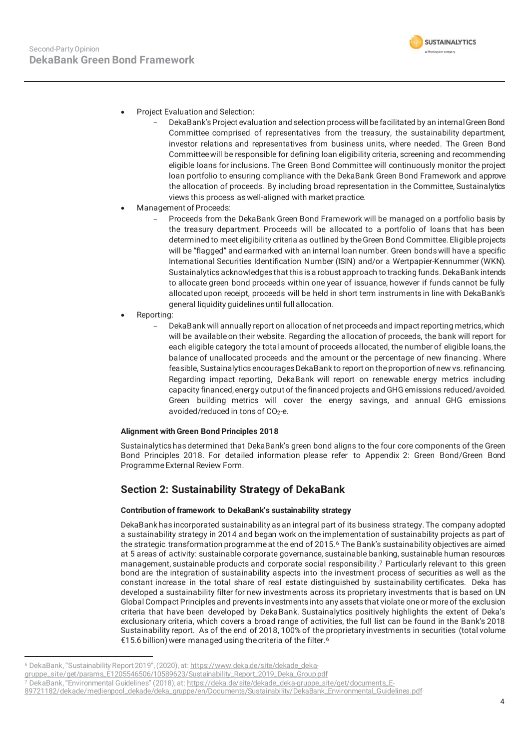- Project Evaluation and Selection:
  - DekaBank's Project evaluation and selection process will be facilitated by an internal Green Bond Committee comprised of representatives from the treasury, the sustainability department, investor relations and representatives from business units, where needed. The Green Bond Committee will be responsible for defining loan eligibility criteria, screening and recommending eligible loans for inclusions. The Green Bond Committee will continuously monitor the project loan portfolio to ensuring compliance with the DekaBank Green Bond Framework and approve the allocation of proceeds. By including broad representation in the Committee, Sustainalytics views this process as well-aligned with market practice.
- Management of Proceeds:
  - Proceeds from the DekaBank Green Bond Framework will be managed on a portfolio basis by the treasury department. Proceeds will be allocated to a portfolio of loans that has been determined to meet eligibility criteria as outlined by the Green Bond Committee. Eligible projects will be "flagged" and earmarked with an internal loan number. Green bonds will have a specific International Securities Identification Number (ISIN) and/or a Wertpapier-Kennummer (WKN). Sustainalytics acknowledges that this is a robust approach to tracking funds. DekaBank intends to allocate green bond proceeds within one year of issuance, however if funds cannot be fully allocated upon receipt, proceeds will be held in short term instruments in line with DekaBank's general liquidity guidelines until full allocation.
- Reporting:
  - DekaBank will annually report on allocation of net proceeds and impact reporting metrics, which will be available on their website. Regarding the allocation of proceeds, the bank will report for each eligible category the total amount of proceeds allocated, the number of eligible loans, the balance of unallocated proceeds and the amount or the percentage of new financing. Where feasible, Sustainalytics encourages DekaBank to report on the proportion of new vs. refinancing. Regarding impact reporting, DekaBank will report on renewable energy metrics including capacity financed, energy output of the financed projects and GHG emissions reduced/avoided. Green building metrics will cover the energy savings, and annual GHG emissions avoided/reduced in tons of $CO_2$-e.

**Alignment with Green Bond Principles 2018**

Sustainalytics has determined that DekaBank's green bond aligns to the four core components of the Green Bond Principles 2018. For detailed information please refer to Appendix 2: Green Bond/Green Bond Programme External Review Form.

## Section 2: Sustainability Strategy of DekaBank

**Contribution of framework to DekaBank's sustainability strategy**

DekaBank has incorporated sustainability as an integral part of its business strategy. The company adopted a sustainability strategy in 2014 and began work on the implementation of sustainability projects as part of the strategic transformation programme at the end of 2015.[6] The Bank's sustainability objectives are aimed at 5 areas of activity: sustainable corporate governance, sustainable banking, sustainable human resources management, sustainable products and corporate social responsibility.[7] Particularly relevant to this green bond are the integration of sustainability aspects into the investment process of securities as well as the constant increase in the total share of real estate distinguished by sustainability certificates. Deka has developed a sustainability filter for new investments across its proprietary investments that is based on UN Global Compact Principles and prevents investments into any assets that violate one or more of the exclusion criteria that have been developed by DekaBank. Sustainalytics positively highlights the extent of Deka's exclusionary criteria, which covers a broad range of activities, the full list can be found in the Bank's 2018 Sustainability report. As of the end of 2018, 100% of the proprietary investments in securities (total volume €15.6 billion) were managed using the criteria of the filter.[6]

---

[6] DekaBank, "Sustainability Report 2019", (2020), at: https://www.deka.de/site/dekade_deka-gruppe_site/get/params_E1205546506/10589623/Sustainability_Report_2019_Deka_Group.pdf

[7] DekaBank, "Environmental Guidelines" (2018), at: https://deka.de/site/dekade_deka-gruppe_site/get/documents_E-89721182/dekade/medienpool_dekade/deka_gruppe/en/Documents/Sustainability/DekaBank_Environmental_Guidelines.pdf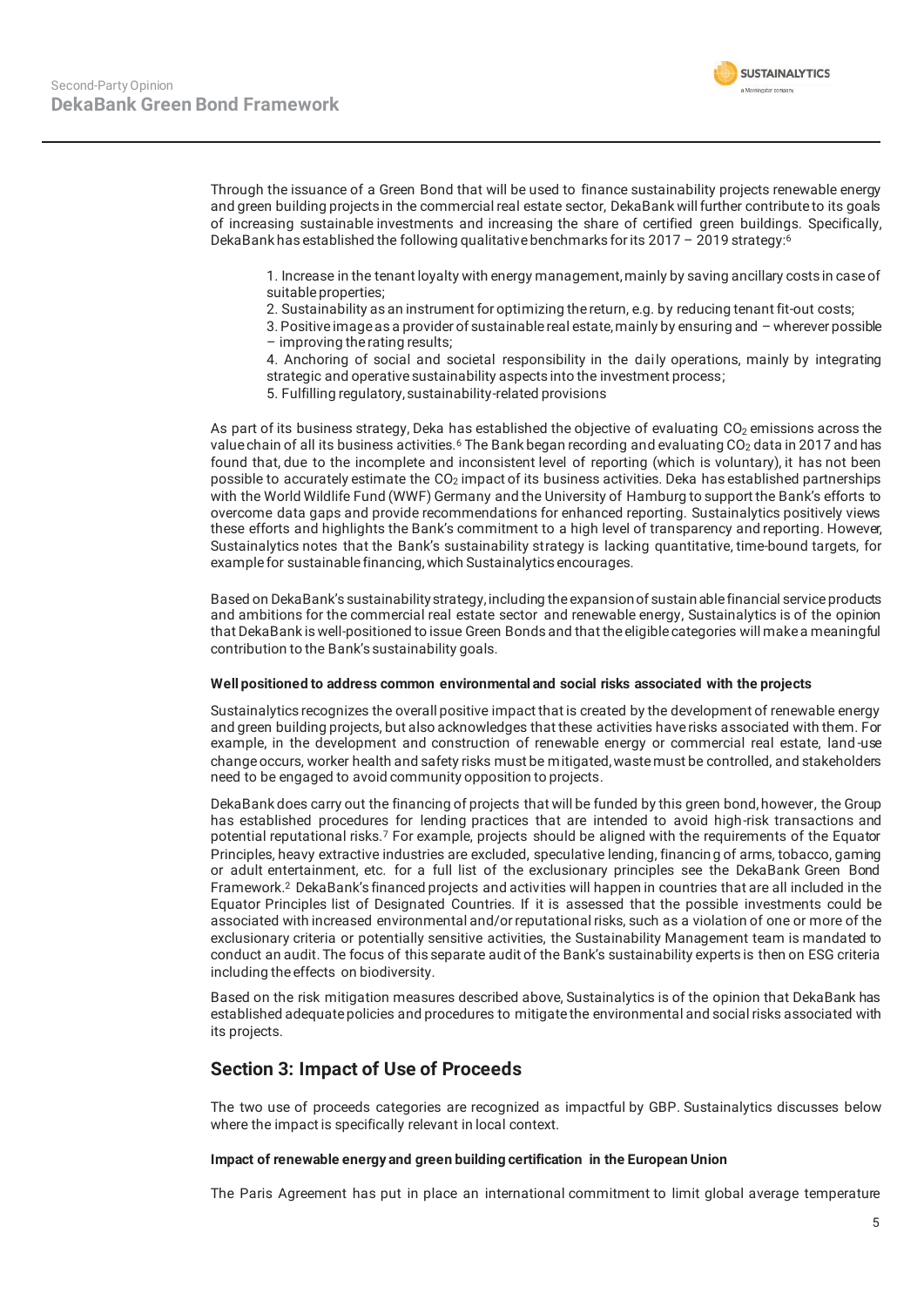Through the issuance of a Green Bond that will be used to finance sustainability projects renewable energy and green building projects in the commercial real estate sector, DekaBank will further contribute to its goals of increasing sustainable investments and increasing the share of certified green buildings. Specifically, DekaBank has established the following qualitative benchmarks for its 2017 – 2019 strategy:[6]

1. Increase in the tenant loyalty with energy management, mainly by saving ancillary costs in case of suitable properties;
2. Sustainability as an instrument for optimizing the return, e.g. by reducing tenant fit-out costs;
3. Positive image as a provider of sustainable real estate, mainly by ensuring and – wherever possible – improving the rating results;
4. Anchoring of social and societal responsibility in the daily operations, mainly by integrating strategic and operative sustainability aspects into the investment process;
5. Fulfilling regulatory, sustainability-related provisions

As part of its business strategy, Deka has established the objective of evaluating $CO_2$ emissions across the value chain of all its business activities.[6] The Bank began recording and evaluating $CO_2$ data in 2017 and has found that, due to the incomplete and inconsistent level of reporting (which is voluntary), it has not been possible to accurately estimate the $CO_2$ impact of its business activities. Deka has established partnerships with the World Wildlife Fund (WWF) Germany and the University of Hamburg to support the Bank's efforts to overcome data gaps and provide recommendations for enhanced reporting. Sustainalytics positively views these efforts and highlights the Bank's commitment to a high level of transparency and reporting. However, Sustainalytics notes that the Bank's sustainability strategy is lacking quantitative, time-bound targets, for example for sustainable financing, which Sustainalytics encourages.

Based on DekaBank's sustainability strategy, including the expansion of sustainable financial service products and ambitions for the commercial real estate sector and renewable energy, Sustainalytics is of the opinion that DekaBank is well-positioned to issue Green Bonds and that the eligible categories will make a meaningful contribution to the Bank's sustainability goals.

**Well positioned to address common environmental and social risks associated with the projects**

Sustainalytics recognizes the overall positive impact that is created by the development of renewable energy and green building projects, but also acknowledges that these activities have risks associated with them. For example, in the development and construction of renewable energy or commercial real estate, land-use change occurs, worker health and safety risks must be mitigated, waste must be controlled, and stakeholders need to be engaged to avoid community opposition to projects.

DekaBank does carry out the financing of projects that will be funded by this green bond, however, the Group has established procedures for lending practices that are intended to avoid high-risk transactions and potential reputational risks.[7] For example, projects should be aligned with the requirements of the Equator Principles, heavy extractive industries are excluded, speculative lending, financing of arms, tobacco, gaming or adult entertainment, etc. for a full list of the exclusionary principles see the DekaBank Green Bond Framework.[2] DekaBank's financed projects and activities will happen in countries that are all included in the Equator Principles list of Designated Countries. If it is assessed that the possible investments could be associated with increased environmental and/or reputational risks, such as a violation of one or more of the exclusionary criteria or potentially sensitive activities, the Sustainability Management team is mandated to conduct an audit. The focus of this separate audit of the Bank's sustainability experts is then on ESG criteria including the effects on biodiversity.

Based on the risk mitigation measures described above, Sustainalytics is of the opinion that DekaBank has established adequate policies and procedures to mitigate the environmental and social risks associated with its projects.

## Section 3: Impact of Use of Proceeds

The two use of proceeds categories are recognized as impactful by GBP. Sustainalytics discusses below where the impact is specifically relevant in local context.

**Impact of renewable energy and green building certification in the European Union**

The Paris Agreement has put in place an international commitment to limit global average temperature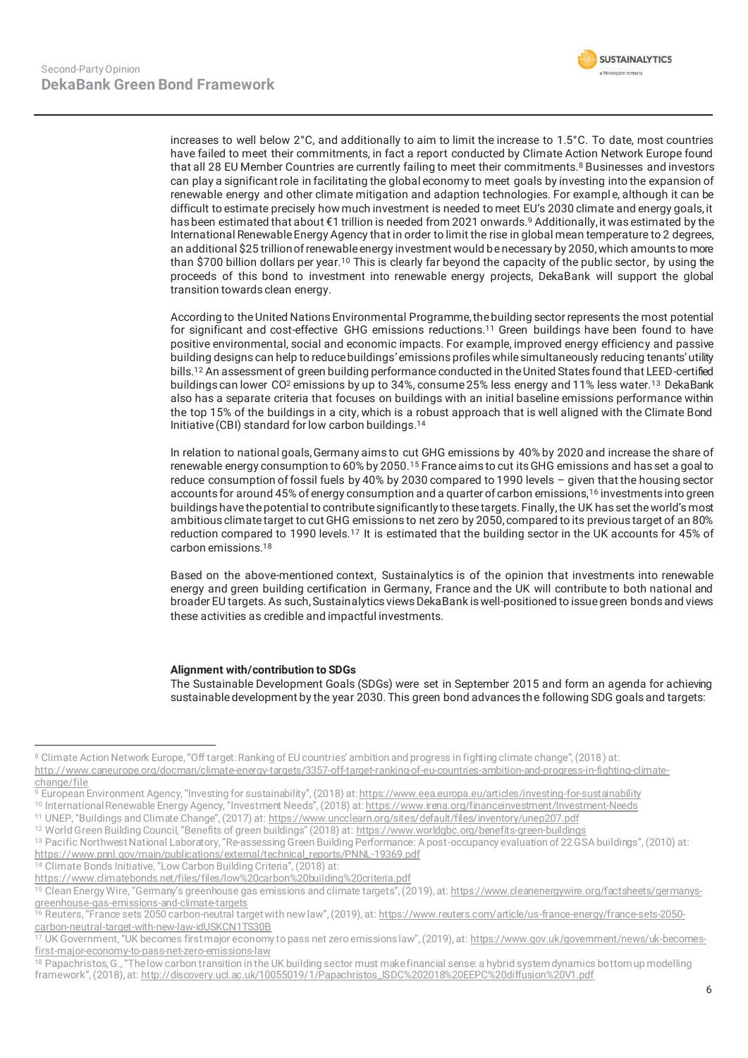increases to well below 2°C, and additionally to aim to limit the increase to 1.5°C. To date, most countries have failed to meet their commitments, in fact a report conducted by Climate Action Network Europe found that all 28 EU Member Countries are currently failing to meet their commitments.[8] Businesses and investors can play a significant role in facilitating the global economy to meet goals by investing into the expansion of renewable energy and other climate mitigation and adaption technologies. For example, although it can be difficult to estimate precisely how much investment is needed to meet EU's 2030 climate and energy goals, it has been estimated that about €1 trillion is needed from 2021 onwards.[9] Additionally, it was estimated by the International Renewable Energy Agency that in order to limit the rise in global mean temperature to 2 degrees, an additional $25 trillion of renewable energy investment would be necessary by 2050, which amounts to more than $700 billion dollars per year.[10] This is clearly far beyond the capacity of the public sector, by using the proceeds of this bond to investment into renewable energy projects, DekaBank will support the global transition towards clean energy.

According to the United Nations Environmental Programme, the building sector represents the most potential for significant and cost-effective GHG emissions reductions.[11] Green buildings have been found to have positive environmental, social and economic impacts. For example, improved energy efficiency and passive building designs can help to reduce buildings' emissions profiles while simultaneously reducing tenants' utility bills.[12] An assessment of green building performance conducted in the United States found that LEED-certified buildings can lower $CO^2$ emissions by up to 34%, consume 25% less energy and 11% less water.[13] DekaBank also has a separate criteria that focuses on buildings with an initial baseline emissions performance within the top 15% of the buildings in a city, which is a robust approach that is well aligned with the Climate Bond Initiative (CBI) standard for low carbon buildings.[14]

In relation to national goals, Germany aims to cut GHG emissions by 40% by 2020 and increase the share of renewable energy consumption to 60% by 2050.[15] France aims to cut its GHG emissions and has set a goal to reduce consumption of fossil fuels by 40% by 2030 compared to 1990 levels – given that the housing sector accounts for around 45% of energy consumption and a quarter of carbon emissions,[16] investments into green buildings have the potential to contribute significantly to these targets. Finally, the UK has set the world's most ambitious climate target to cut GHG emissions to net zero by 2050, compared to its previous target of an 80% reduction compared to 1990 levels.[17] It is estimated that the building sector in the UK accounts for 45% of carbon emissions.[18]

Based on the above-mentioned context, Sustainalytics is of the opinion that investments into renewable energy and green building certification in Germany, France and the UK will contribute to both national and broader EU targets. As such, Sustainalytics views DekaBank is well-positioned to issue green bonds and views these activities as credible and impactful investments.

**Alignment with/contribution to SDGs**

The Sustainable Development Goals (SDGs) were set in September 2015 and form an agenda for achieving sustainable development by the year 2030. This green bond advances the following SDG goals and targets:

---

[8] Climate Action Network Europe, "Off target: Ranking of EU countries' ambition and progress in fighting climate change", (2018) at: http://www.caneurope.org/docman/climate-energy-targets/3357-off-target-ranking-of-eu-countries-ambition-and-progress-in-fighting-climate-change/file

[9] European Environment Agency, "Investing for sustainability", (2018) at: https://www.eea.europa.eu/articles/investing-for-sustainability

[10] International Renewable Energy Agency, "Investment Needs", (2018) at: https://www.irena.org/financeinvestment/Investment-Needs

[11] UNEP, "Buildings and Climate Change", (2017) at: https://www.uncclearn.org/sites/default/files/inventory/unep207.pdf

[12] World Green Building Council, "Benefits of green buildings" (2018) at: https://www.worldgbc.org/benefits-green-buildings

[13] Pacific Northwest National Laboratory, "Re-assessing Green Building Performance: A post-occupancy evaluation of 22 GSA buildings", (2010) at: https://www.pnnl.gov/main/publications/external/technical_reports/PNNL-19369.pdf

[14] Climate Bonds Initiative, "Low Carbon Building Criteria", (2018) at: https://www.climatebonds.net/files/files/low%20carbon%20building%20criteria.pdf

[15] Clean Energy Wire, "Germany's greenhouse gas emissions and climate targets", (2019), at: https://www.cleanenergywire.org/factsheets/germanys-greenhouse-gas-emissions-and-climate-targets

[16] Reuters, "France sets 2050 carbon-neutral target with new law", (2019), at: https://www.reuters.com/article/us-france-energy/france-sets-2050-carbon-neutral-target-with-new-law-idUSKCN1TS30B

[17] UK Government, "UK becomes first major economy to pass net zero emissions law", (2019), at: https://www.gov.uk/government/news/uk-becomes-first-major-economy-to-pass-net-zero-emissions-law

[18] Papachristos, G., "The low carbon transition in the UK building sector must make financial sense: a hybrid system dynamics bottom up modelling framework", (2018), at: http://discovery.ucl.ac.uk/10055019/1/Papachristos_ISDC%202018%20EEPC%20diffusion%20V1.pdf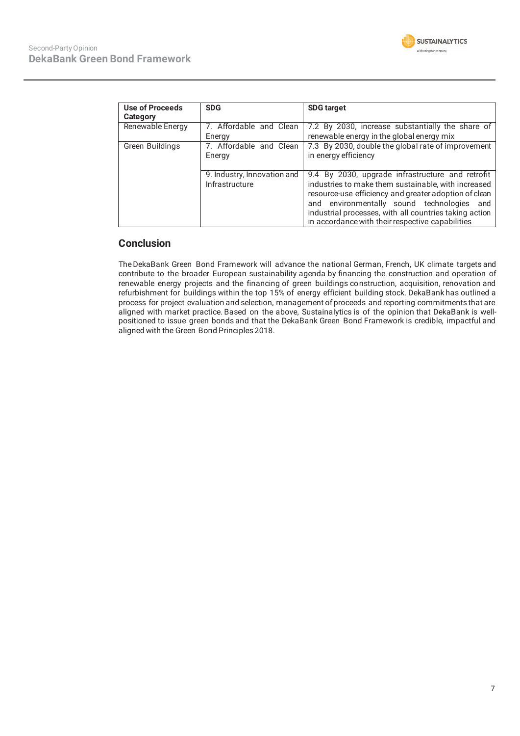| Use of Proceeds Category | SDG | SDG target |
|---|---|---|
| Renewable Energy | 7. Affordable and Clean Energy | 7.2 By 2030, increase substantially the share of renewable energy in the global energy mix |
| Green Buildings | 7. Affordable and Clean Energy | 7.3 By 2030, double the global rate of improvement in energy efficiency |
| | 9. Industry, Innovation and Infrastructure | 9.4 By 2030, upgrade infrastructure and retrofit industries to make them sustainable, with increased resource-use efficiency and greater adoption of clean and environmentally sound technologies and industrial processes, with all countries taking action in accordance with their respective capabilities |

## Conclusion

The DekaBank Green Bond Framework will advance the national German, French, UK climate targets and contribute to the broader European sustainability agenda by financing the construction and operation of renewable energy projects and the financing of green buildings construction, acquisition, renovation and refurbishment for buildings within the top 15% of energy efficient building stock. DekaBank has outlined a process for project evaluation and selection, management of proceeds and reporting commitments that are aligned with market practice. Based on the above, Sustainalytics is of the opinion that DekaBank is well-positioned to issue green bonds and that the DekaBank Green Bond Framework is credible, impactful and aligned with the Green Bond Principles 2018.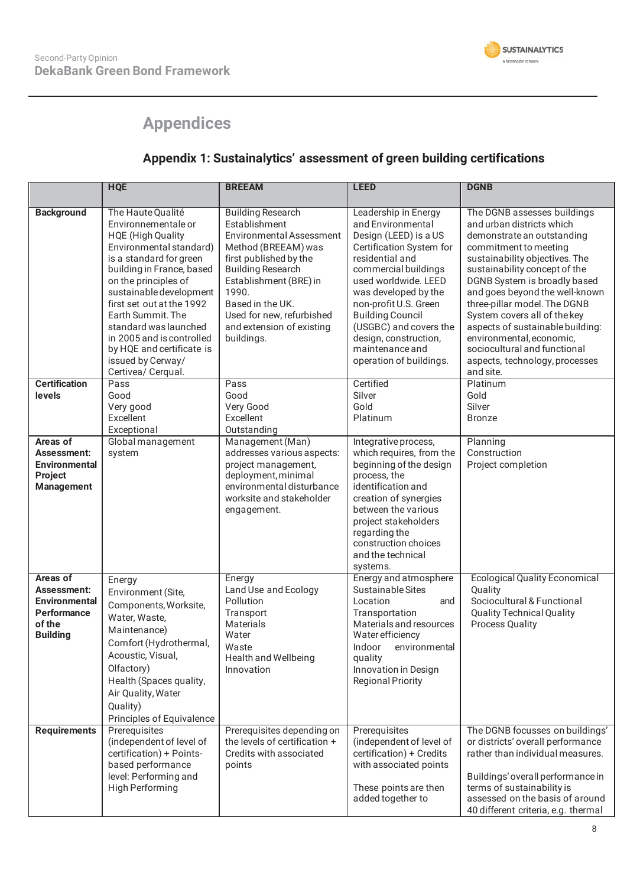# Appendices

## Appendix 1: Sustainalytics' assessment of green building certifications

| | HQE | BREEAM | LEED | DGNB |
|---|---|---|---|---|
| **Background** | The Haute Qualité Environnementale or HQE (High Quality Environmental standard) is a standard for green building in France, based on the principles of sustainable development first set out at the 1992 Earth Summit. The standard was launched in 2005 and is controlled by HQE and certificate is issued by Cerway/ Certivea/ Cerqual. | Building Research Establishment Environmental Assessment Method (BREEAM) was first published by the Building Research Establishment (BRE) in 1990. Based in the UK. Used for new, refurbished and extension of existing buildings. | Leadership in Energy and Environmental Design (LEED) is a US Certification System for residential and commercial buildings used worldwide. LEED was developed by the non-profit U.S. Green Building Council (USGBC) and covers the design, construction, maintenance and operation of buildings. | The DGNB assesses buildings and urban districts which demonstrate an outstanding commitment to meeting sustainability objectives. The sustainability concept of the DGNB System is broadly based and goes beyond the well-known three-pillar model. The DGNB System covers all of the key aspects of sustainable building: environmental, economic, sociocultural and functional aspects, technology, processes and site. |
| **Certification levels** | Pass<br>Good<br>Very good<br>Excellent<br>Exceptional | Pass<br>Good<br>Very Good<br>Excellent<br>Outstanding | Certified<br>Silver<br>Gold<br>Platinum | Platinum<br>Gold<br>Silver<br>Bronze |
| **Areas of Assessment: Environmental Project Management** | Global management system | Management (Man) addresses various aspects: project management, deployment, minimal environmental disturbance worksite and stakeholder engagement. | Integrative process, which requires, from the beginning of the design process, the identification and creation of synergies between the various project stakeholders regarding the construction choices and the technical systems. | Planning<br>Construction<br>Project completion |
| **Areas of Assessment: Environmental Performance of the Building** | Energy<br>Environment (Site, Components, Worksite, Water, Waste, Maintenance)<br>Comfort (Hydrothermal, Acoustic, Visual, Olfactory)<br>Health (Spaces quality, Air Quality, Water Quality)<br>Principles of Equivalence | Energy<br>Land Use and Ecology<br>Pollution<br>Transport<br>Materials<br>Water<br>Waste<br>Health and Wellbeing<br>Innovation | Energy and atmosphere<br>Sustainable Sites<br>Location and Transportation<br>Materials and resources<br>Water efficiency<br>Indoor environmental quality<br>Innovation in Design<br>Regional Priority | Ecological Quality Economical Quality<br>Sociocultural & Functional Quality Technical Quality<br>Process Quality |
| **Requirements** | Prerequisites (independent of level of certification) + Points-based performance level: Performing and High Performing | Prerequisites depending on the levels of certification + Credits with associated points | Prerequisites (independent of level of certification) + Credits with associated points<br><br>These points are then added together to | The DGNB focusses on buildings' or districts' overall performance rather than individual measures.<br><br>Buildings' overall performance in terms of sustainability is assessed on the basis of around 40 different criteria, e.g. thermal |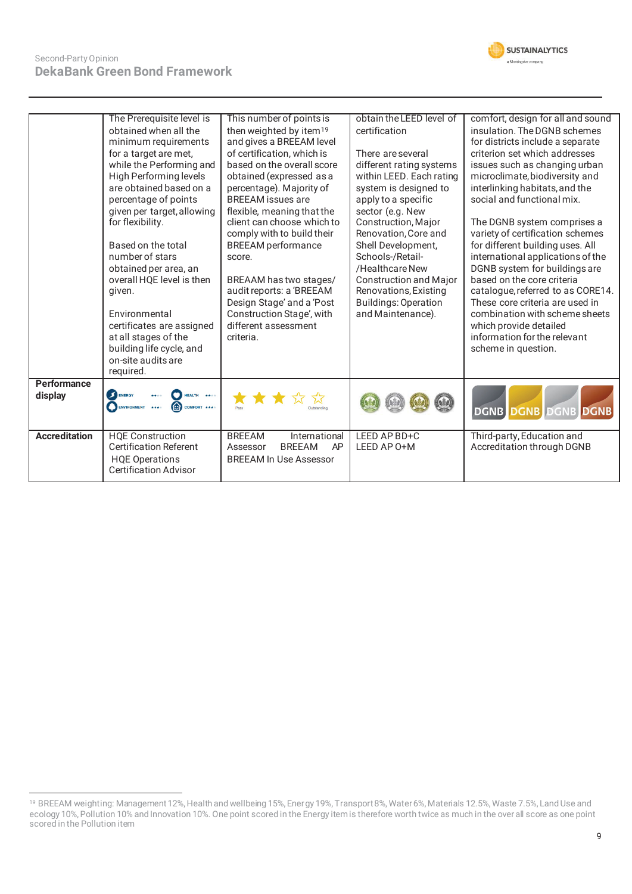| | | | | |
|---|---|---|---|---|
| | The Prerequisite level is obtained when all the minimum requirements for a target are met, while the Performing and High Performing levels are obtained based on a percentage of points given per target, allowing for flexibility.<br><br>Based on the total number of stars obtained per area, an overall HQE level is then given.<br><br>Environmental certificates are assigned at all stages of the building life cycle, and on-site audits are required. | This number of points is then weighted by item[19] and gives a BREEAM level of certification, which is based on the overall score obtained (expressed as a percentage). Majority of BREEAM issues are flexible, meaning that the client can choose which to comply with to build their BREEAM performance score.<br><br>BREAAM has two stages/ audit reports: a 'BREEAM Design Stage' and a 'Post Construction Stage', with different assessment criteria. | obtain the LEED level of certification<br><br>There are several different rating systems within LEED. Each rating system is designed to apply to a specific sector (e.g. New Construction, Major Renovation, Core and Shell Development, Schools-/Retail-/Healthcare New Construction and Major Renovations, Existing Buildings: Operation and Maintenance). | comfort, design for all and sound insulation. The DGNB schemes for districts include a separate criterion set which addresses issues such as changing urban microclimate, biodiversity and interlinking habitats, and the social and functional mix.<br><br>The DGNB system comprises a variety of certification schemes for different building uses. All international applications of the DGNB system for buildings are based on the core criteria catalogue, referred to as CORE14. These core criteria are used in combination with scheme sheets which provide detailed information for the relevant scheme in question. |
| **Performance display** | ENERGY ★★ HEALTH ★★ ENVIRONMENT ★★★ COMFORT ★★★ | ★★★☆☆ Pass – Outstanding | | DGNB DGNB DGNB DGNB |
| **Accreditation** | HQE Construction Certification Referent<br>HQE Operations Certification Advisor | BREEAM International Assessor BREEAM AP<br>BREEAM In Use Assessor | LEED AP BD+C<br>LEED AP O+M | Third-party, Education and Accreditation through DGNB |

[19] BREEAM weighting: Management 12%, Health and wellbeing 15%, Energy 19%, Transport 8%, Water 6%, Materials 12.5%, Waste 7.5%, Land Use and ecology 10%, Pollution 10% and Innovation 10%. One point scored in the Energy item is therefore worth twice as much in the overall score as one point scored in the Pollution item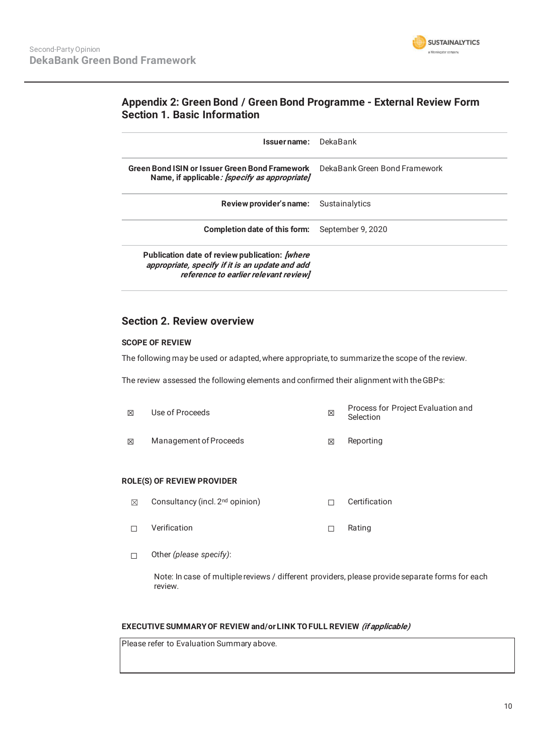## Appendix 2: Green Bond / Green Bond Programme - External Review Form
## Section 1. Basic Information

| | |
|---|---|
| **Issuer name:** | DekaBank |
| **Green Bond ISIN or Issuer Green Bond Framework Name, if applicable:** ***[specify as appropriate]*** | DekaBank Green Bond Framework |
| **Review provider's name:** | Sustainalytics |
| **Completion date of this form:** | September 9, 2020 |
| **Publication date of review publication:** ***[where appropriate, specify if it is an update and add reference to earlier relevant review]*** | |

## Section 2. Review overview

### SCOPE OF REVIEW

The following may be used or adapted, where appropriate, to summarize the scope of the review.

The review assessed the following elements and confirmed their alignment with the GBPs:

| | | | |
|---|---|---|---|
| ☒ | Use of Proceeds | ☒ | Process for Project Evaluation and Selection |
| ☒ | Management of Proceeds | ☒ | Reporting |

### ROLE(S) OF REVIEW PROVIDER

| | | | |
|---|---|---|---|
| ☒ | Consultancy (incl. 2nd opinion) | ☐ | Certification |
| ☐ | Verification | ☐ | Rating |
| ☐ | Other *(please specify)*: | | |

Note: In case of multiple reviews / different providers, please provide separate forms for each review.

### EXECUTIVE SUMMARY OF REVIEW and/or LINK TO FULL REVIEW *(if applicable)*

Please refer to Evaluation Summary above.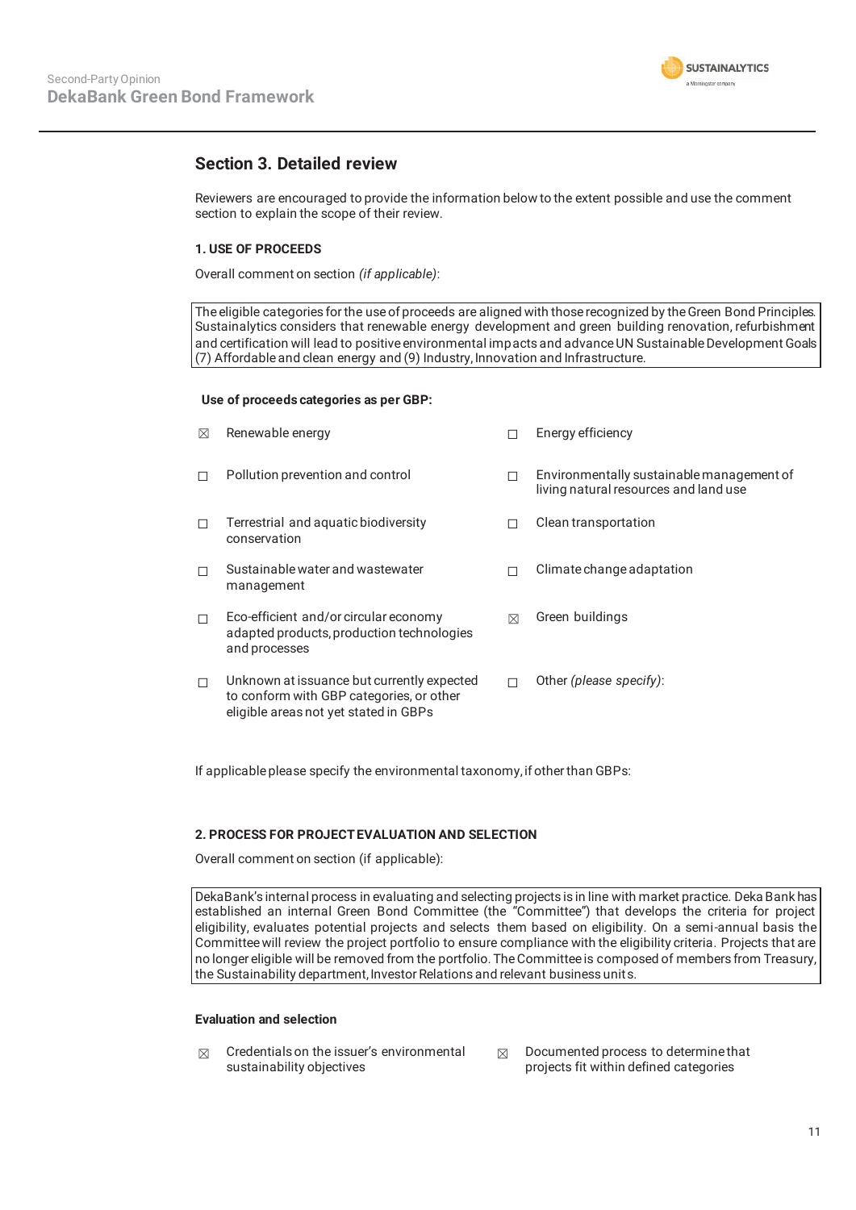## Section 3. Detailed review

Reviewers are encouraged to provide the information below to the extent possible and use the comment section to explain the scope of their review.

### 1. USE OF PROCEEDS

Overall comment on section *(if applicable)*:

> The eligible categories for the use of proceeds are aligned with those recognized by the Green Bond Principles. Sustainalytics considers that renewable energy development and green building renovation, refurbishment and certification will lead to positive environmental impacts and advance UN Sustainable Development Goals (7) Affordable and clean energy and (9) Industry, Innovation and Infrastructure.

**Use of proceeds categories as per GBP:**

- ☒ Renewable energy
- ☐ Energy efficiency
- ☐ Pollution prevention and control
- ☐ Environmentally sustainable management of living natural resources and land use
- ☐ Terrestrial and aquatic biodiversity conservation
- ☐ Clean transportation
- ☐ Sustainable water and wastewater management
- ☐ Climate change adaptation
- ☐ Eco-efficient and/or circular economy adapted products, production technologies and processes
- ☒ Green buildings
- ☐ Unknown at issuance but currently expected to conform with GBP categories, or other eligible areas not yet stated in GBPs
- ☐ Other *(please specify)*:

If applicable please specify the environmental taxonomy, if other than GBPs:

### 2. PROCESS FOR PROJECT EVALUATION AND SELECTION

Overall comment on section (if applicable):

> DekaBank's internal process in evaluating and selecting projects is in line with market practice. Deka Bank has established an internal Green Bond Committee (the "Committee") that develops the criteria for project eligibility, evaluates potential projects and selects them based on eligibility. On a semi-annual basis the Committee will review the project portfolio to ensure compliance with the eligibility criteria. Projects that are no longer eligible will be removed from the portfolio. The Committee is composed of members from Treasury, the Sustainability department, Investor Relations and relevant business units.

**Evaluation and selection**

- ☒ Credentials on the issuer's environmental sustainability objectives
- ☒ Documented process to determine that projects fit within defined categories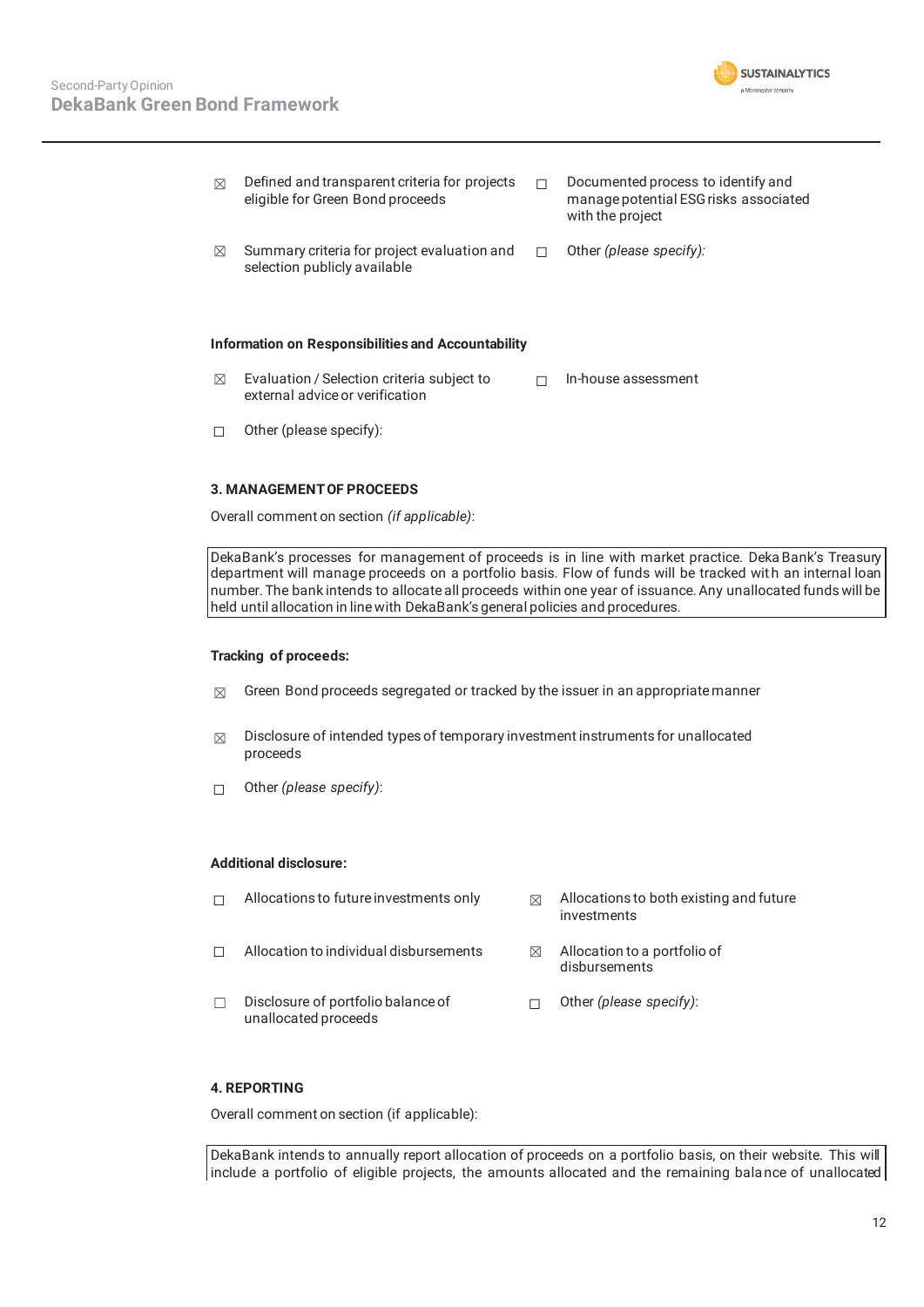| | | | |
|---|---|---|---|
| ☒ | Defined and transparent criteria for projects eligible for Green Bond proceeds | ☐ | Documented process to identify and manage potential ESG risks associated with the project |
| ☒ | Summary criteria for project evaluation and selection publicly available | ☐ | Other *(please specify):* |

**Information on Responsibilities and Accountability**

| | | | |
|---|---|---|---|
| ☒ | Evaluation / Selection criteria subject to external advice or verification | ☐ | In-house assessment |
| ☐ | Other (please specify): | | |

**3. MANAGEMENT OF PROCEEDS**

Overall comment on section *(if applicable)*:

DekaBank's processes for management of proceeds is in line with market practice. Deka Bank's Treasury department will manage proceeds on a portfolio basis. Flow of funds will be tracked with an internal loan number. The bank intends to allocate all proceeds within one year of issuance. Any unallocated funds will be held until allocation in line with DekaBank's general policies and procedures.

**Tracking of proceeds:**

- ☒ Green Bond proceeds segregated or tracked by the issuer in an appropriate manner
- ☒ Disclosure of intended types of temporary investment instruments for unallocated proceeds
- ☐ Other *(please specify)*:

**Additional disclosure:**

| | | | |
|---|---|---|---|
| ☐ | Allocations to future investments only | ☒ | Allocations to both existing and future investments |
| ☐ | Allocation to individual disbursements | ☒ | Allocation to a portfolio of disbursements |
| ☐ | Disclosure of portfolio balance of unallocated proceeds | ☐ | Other *(please specify)*: |

**4. REPORTING**

Overall comment on section (if applicable):

DekaBank intends to annually report allocation of proceeds on a portfolio basis, on their website. This will include a portfolio of eligible projects, the amounts allocated and the remaining balance of unallocated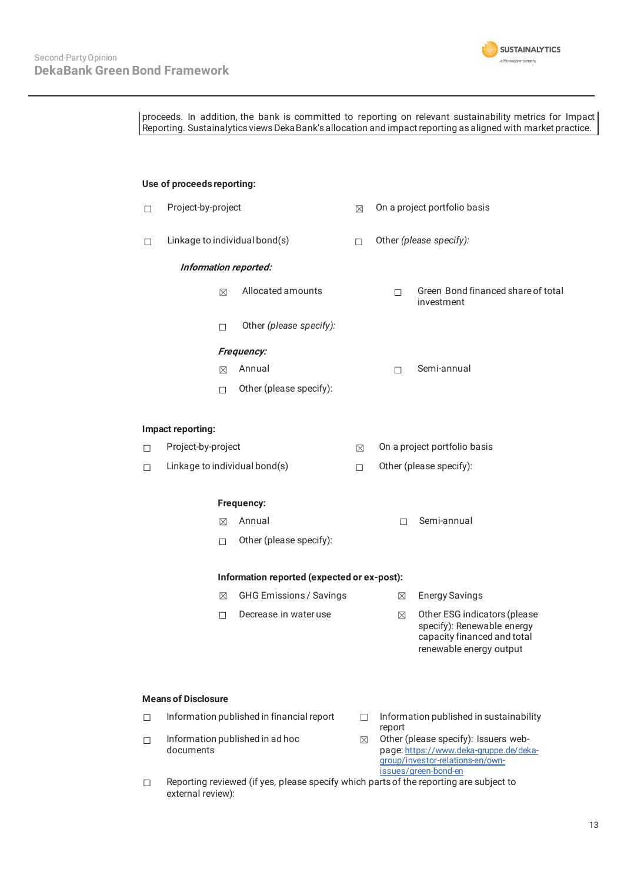proceeds. In addition, the bank is committed to reporting on relevant sustainability metrics for Impact Reporting. Sustainalytics views DekaBank's allocation and impact reporting as aligned with market practice.

**Use of proceeds reporting:**

- ☐ Project-by-project
- ☒ On a project portfolio basis
- ☐ Linkage to individual bond(s)
- ☐ Other *(please specify):*

***Information reported:***

- ☒ Allocated amounts
- ☐ Green Bond financed share of total investment
- ☐ Other *(please specify):*

***Frequency:***

- ☒ Annual
- ☐ Semi-annual
- ☐ Other (please specify):

**Impact reporting:**

- ☐ Project-by-project
- ☒ On a project portfolio basis
- ☐ Linkage to individual bond(s)
- ☐ Other (please specify):

**Frequency:**

- ☒ Annual
- ☐ Semi-annual
- ☐ Other (please specify):

**Information reported (expected or ex-post):**

- ☒ GHG Emissions / Savings
- ☒ Energy Savings
- ☐ Decrease in water use
- ☒ Other ESG indicators (please specify): Renewable energy capacity financed and total renewable energy output

**Means of Disclosure**

- ☐ Information published in financial report
- ☐ Information published in sustainability report
- ☐ Information published in ad hoc documents
- ☒ Other (please specify): Issuers web-page: https://www.deka-gruppe.de/deka-group/investor-relations-en/own-issues/green-bond-en
- ☐ Reporting reviewed (if yes, please specify which parts of the reporting are subject to external review):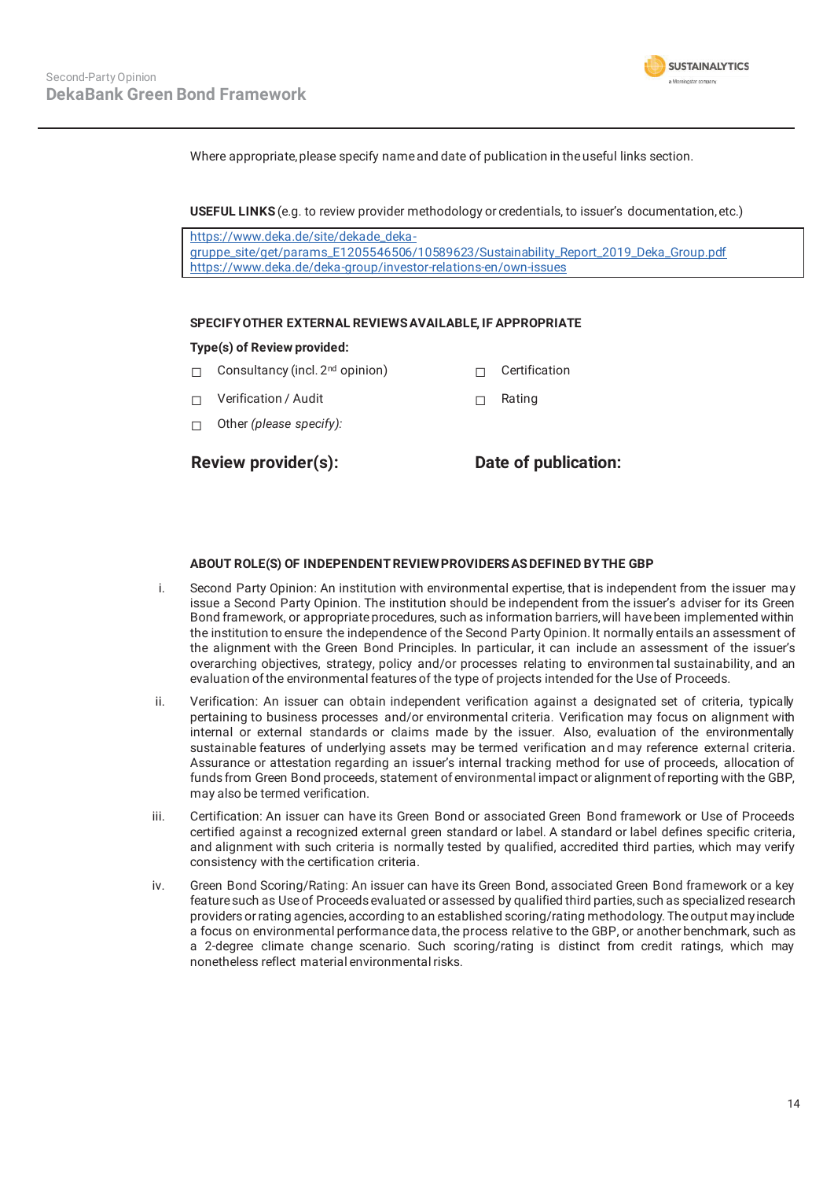Where appropriate, please specify name and date of publication in the useful links section.

**USEFUL LINKS** (e.g. to review provider methodology or credentials, to issuer's documentation, etc.)

https://www.deka.de/site/dekade_deka-gruppe_site/get/params_E1205546506/10589623/Sustainability_Report_2019_Deka_Group.pdf
https://www.deka.de/deka-group/investor-relations-en/own-issues

**SPECIFY OTHER EXTERNAL REVIEWS AVAILABLE, IF APPROPRIATE**

**Type(s) of Review provided:**

- ☐ Consultancy (incl. 2nd opinion)
- ☐ Certification
- ☐ Verification / Audit
- ☐ Rating
- ☐ Other *(please specify):*

**Review provider(s):**

**Date of publication:**

**ABOUT ROLE(S) OF INDEPENDENT REVIEW PROVIDERS AS DEFINED BY THE GBP**

i. Second Party Opinion: An institution with environmental expertise, that is independent from the issuer may issue a Second Party Opinion. The institution should be independent from the issuer's adviser for its Green Bond framework, or appropriate procedures, such as information barriers, will have been implemented within the institution to ensure the independence of the Second Party Opinion. It normally entails an assessment of the alignment with the Green Bond Principles. In particular, it can include an assessment of the issuer's overarching objectives, strategy, policy and/or processes relating to environmental sustainability, and an evaluation of the environmental features of the type of projects intended for the Use of Proceeds.

ii. Verification: An issuer can obtain independent verification against a designated set of criteria, typically pertaining to business processes and/or environmental criteria. Verification may focus on alignment with internal or external standards or claims made by the issuer. Also, evaluation of the environmentally sustainable features of underlying assets may be termed verification and may reference external criteria. Assurance or attestation regarding an issuer's internal tracking method for use of proceeds, allocation of funds from Green Bond proceeds, statement of environmental impact or alignment of reporting with the GBP, may also be termed verification.

iii. Certification: An issuer can have its Green Bond or associated Green Bond framework or Use of Proceeds certified against a recognized external green standard or label. A standard or label defines specific criteria, and alignment with such criteria is normally tested by qualified, accredited third parties, which may verify consistency with the certification criteria.

iv. Green Bond Scoring/Rating: An issuer can have its Green Bond, associated Green Bond framework or a key feature such as Use of Proceeds evaluated or assessed by qualified third parties, such as specialized research providers or rating agencies, according to an established scoring/rating methodology. The output may include a focus on environmental performance data, the process relative to the GBP, or another benchmark, such as a 2-degree climate change scenario. Such scoring/rating is distinct from credit ratings, which may nonetheless reflect material environmental risks.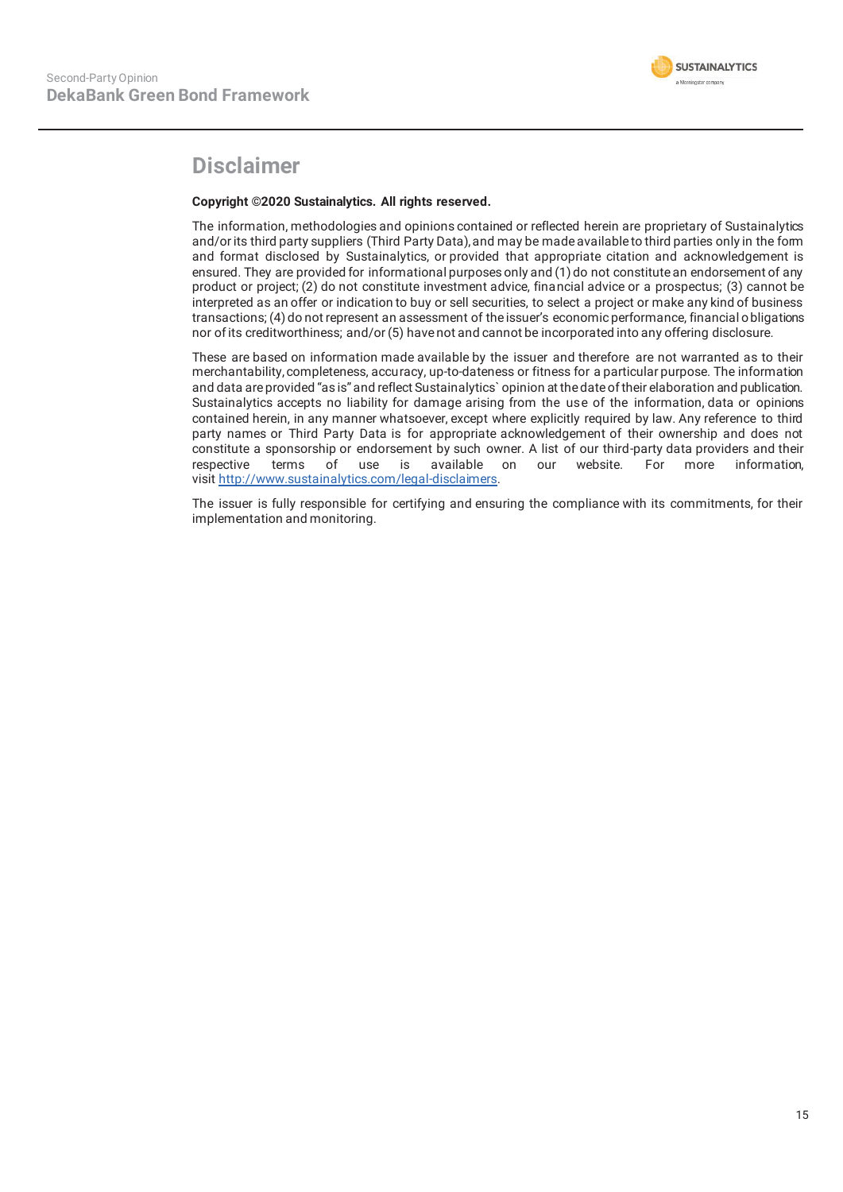# Disclaimer

**Copyright ©2020 Sustainalytics. All rights reserved.**

The information, methodologies and opinions contained or reflected herein are proprietary of Sustainalytics and/or its third party suppliers (Third Party Data), and may be made available to third parties only in the form and format disclosed by Sustainalytics, or provided that appropriate citation and acknowledgement is ensured. They are provided for informational purposes only and (1) do not constitute an endorsement of any product or project; (2) do not constitute investment advice, financial advice or a prospectus; (3) cannot be interpreted as an offer or indication to buy or sell securities, to select a project or make any kind of business transactions; (4) do not represent an assessment of the issuer's economic performance, financial obligations nor of its creditworthiness; and/or (5) have not and cannot be incorporated into any offering disclosure.

These are based on information made available by the issuer and therefore are not warranted as to their merchantability, completeness, accuracy, up-to-dateness or fitness for a particular purpose. The information and data are provided "as is" and reflect Sustainalytics` opinion at the date of their elaboration and publication. Sustainalytics accepts no liability for damage arising from the use of the information, data or opinions contained herein, in any manner whatsoever, except where explicitly required by law. Any reference to third party names or Third Party Data is for appropriate acknowledgement of their ownership and does not constitute a sponsorship or endorsement by such owner. A list of our third-party data providers and their respective terms of use is available on our website. For more information, visit http://www.sustainalytics.com/legal-disclaimers.

The issuer is fully responsible for certifying and ensuring the compliance with its commitments, for their implementation and monitoring.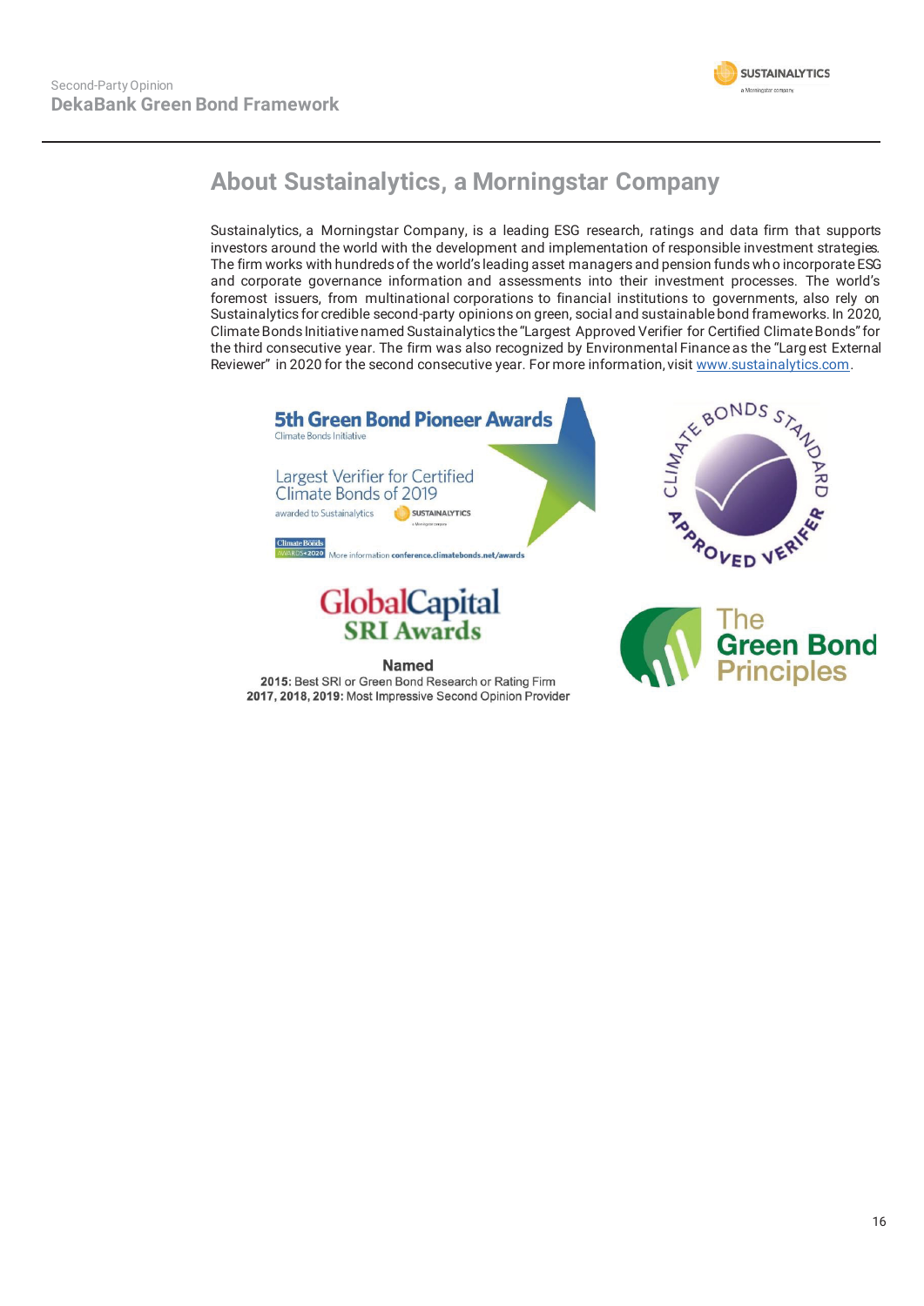## About Sustainalytics, a Morningstar Company

Sustainalytics, a Morningstar Company, is a leading ESG research, ratings and data firm that supports investors around the world with the development and implementation of responsible investment strategies. The firm works with hundreds of the world's leading asset managers and pension funds who incorporate ESG and corporate governance information and assessments into their investment processes. The world's foremost issuers, from multinational corporations to financial institutions to governments, also rely on Sustainalytics for credible second-party opinions on green, social and sustainable bond frameworks. In 2020, Climate Bonds Initiative named Sustainalytics the "Largest Approved Verifier for Certified Climate Bonds" for the third consecutive year. The firm was also recognized by Environmental Finance as the "Largest External Reviewer" in 2020 for the second consecutive year. For more information, visit [www.sustainalytics.com](http://www.sustainalytics.com).

5th Green Bond Pioneer Awards
Climate Bonds Initiative
Largest Verifier for Certified Climate Bonds of 2019
awarded to Sustainalytics
More information conference.climatebonds.net/awards

Climate Bonds Standard Approved Verifier

GlobalCapital SRI Awards

**Named**
**2015:** Best SRI or Green Bond Research or Rating Firm
**2017, 2018, 2019:** Most Impressive Second Opinion Provider

The Green Bond Principles